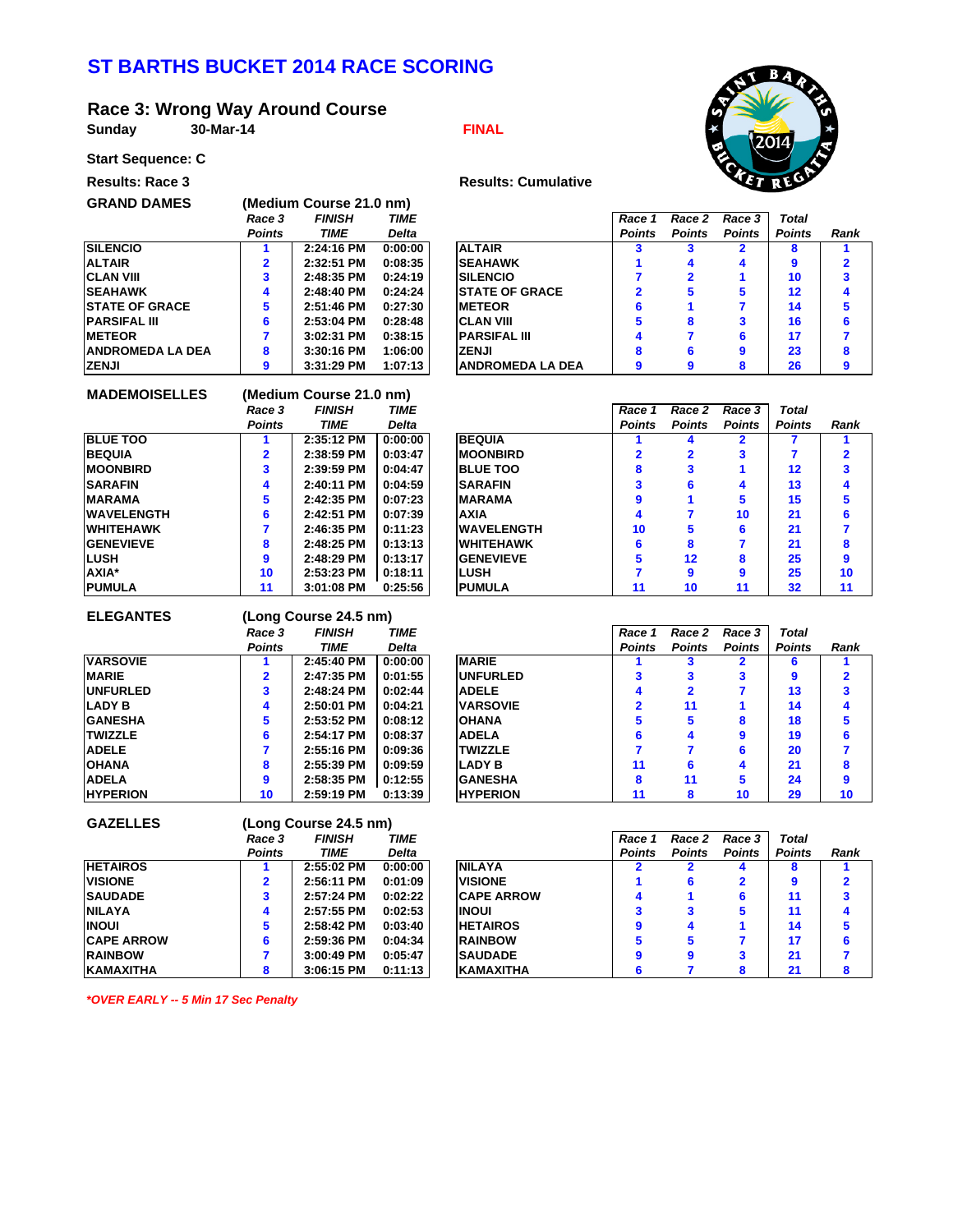# ST BARTHS BUCKET 2014 RACE SCORING

## Race 3: Wrong Way Around Course

**Sunday** 30-Mar-14 **FINAL**

**Start Sequence: C**

**Results: Race 3** **Results: Cumulative**

### GRAND DAMES (Medium Course 21.0 nm)

| | Race 3 Points | FINISH TIME | TIME Delta |
|---|---|---|---|
| SILENCIO | 1 | 2:24:16 PM | 0:00:00 |
| ALTAIR | 2 | 2:32:51 PM | 0:08:35 |
| CLAN VIII | 3 | 2:48:35 PM | 0:24:19 |
| SEAHAWK | 4 | 2:48:40 PM | 0:24:24 |
| STATE OF GRACE | 5 | 2:51:46 PM | 0:27:30 |
| PARSIFAL III | 6 | 2:53:04 PM | 0:28:48 |
| METEOR | 7 | 3:02:31 PM | 0:38:15 |
| ANDROMEDA LA DEA | 8 | 3:30:16 PM | 1:06:00 |
| ZENJI | 9 | 3:31:29 PM | 1:07:13 |

| | Race 1 Points | Race 2 Points | Race 3 Points | Total Points | Rank |
|---|---|---|---|---|---|
| ALTAIR | 3 | 3 | 2 | 8 | 1 |
| SEAHAWK | 1 | 4 | 4 | 9 | 2 |
| SILENCIO | 7 | 2 | 1 | 10 | 3 |
| STATE OF GRACE | 2 | 5 | 5 | 12 | 4 |
| METEOR | 6 | 1 | 7 | 14 | 5 |
| CLAN VIII | 5 | 8 | 3 | 16 | 6 |
| PARSIFAL III | 4 | 7 | 6 | 17 | 7 |
| ZENJI | 8 | 6 | 9 | 23 | 8 |
| ANDROMEDA LA DEA | 9 | 9 | 8 | 26 | 9 |

### MADEMOISELLES (Medium Course 21.0 nm)

| | Race 3 Points | FINISH TIME | TIME Delta |
|---|---|---|---|
| BLUE TOO | 1 | 2:35:12 PM | 0:00:00 |
| BEQUIA | 2 | 2:38:59 PM | 0:03:47 |
| MOONBIRD | 3 | 2:39:59 PM | 0:04:47 |
| SARAFIN | 4 | 2:40:11 PM | 0:04:59 |
| MARAMA | 5 | 2:42:35 PM | 0:07:23 |
| WAVELENGTH | 6 | 2:42:51 PM | 0:07:39 |
| WHITEHAWK | 7 | 2:46:35 PM | 0:11:23 |
| GENEVIEVE | 8 | 2:48:25 PM | 0:13:13 |
| LUSH | 9 | 2:48:29 PM | 0:13:17 |
| AXIA* | 10 | 2:53:23 PM | 0:18:11 |
| PUMULA | 11 | 3:01:08 PM | 0:25:56 |

| | Race 1 Points | Race 2 Points | Race 3 Points | Total Points | Rank |
|---|---|---|---|---|---|
| BEQUIA | 1 | 4 | 2 | 7 | 1 |
| MOONBIRD | 2 | 2 | 3 | 7 | 2 |
| BLUE TOO | 8 | 3 | 1 | 12 | 3 |
| SARAFIN | 3 | 6 | 4 | 13 | 4 |
| MARAMA | 9 | 1 | 5 | 15 | 5 |
| AXIA | 4 | 7 | 10 | 21 | 6 |
| WAVELENGTH | 10 | 5 | 6 | 21 | 7 |
| WHITEHAWK | 6 | 8 | 7 | 21 | 8 |
| GENEVIEVE | 5 | 12 | 8 | 25 | 9 |
| LUSH | 7 | 9 | 9 | 25 | 10 |
| PUMULA | 11 | 10 | 11 | 32 | 11 |

### ELEGANTES (Long Course 24.5 nm)

| | Race 3 Points | FINISH TIME | TIME Delta |
|---|---|---|---|
| VARSOVIE | 1 | 2:45:40 PM | 0:00:00 |
| MARIE | 2 | 2:47:35 PM | 0:01:55 |
| UNFURLED | 3 | 2:48:24 PM | 0:02:44 |
| LADY B | 4 | 2:50:01 PM | 0:04:21 |
| GANESHA | 5 | 2:53:52 PM | 0:08:12 |
| TWIZZLE | 6 | 2:54:17 PM | 0:08:37 |
| ADELE | 7 | 2:55:16 PM | 0:09:36 |
| OHANA | 8 | 2:55:39 PM | 0:09:59 |
| ADELA | 9 | 2:58:35 PM | 0:12:55 |
| HYPERION | 10 | 2:59:19 PM | 0:13:39 |

| | Race 1 Points | Race 2 Points | Race 3 Points | Total Points | Rank |
|---|---|---|---|---|---|
| MARIE | 1 | 3 | 2 | 6 | 1 |
| UNFURLED | 3 | 3 | 3 | 9 | 2 |
| ADELE | 4 | 2 | 7 | 13 | 3 |
| VARSOVIE | 2 | 11 | 1 | 14 | 4 |
| OHANA | 5 | 5 | 8 | 18 | 5 |
| ADELA | 6 | 4 | 9 | 19 | 6 |
| TWIZZLE | 7 | 7 | 6 | 20 | 7 |
| LADY B | 11 | 6 | 4 | 21 | 8 |
| GANESHA | 8 | 11 | 5 | 24 | 9 |
| HYPERION | 11 | 8 | 10 | 29 | 10 |

### GAZELLES (Long Course 24.5 nm)

| | Race 3 Points | FINISH TIME | TIME Delta |
|---|---|---|---|
| HETAIROS | 1 | 2:55:02 PM | 0:00:00 |
| VISIONE | 2 | 2:56:11 PM | 0:01:09 |
| SAUDADE | 3 | 2:57:24 PM | 0:02:22 |
| NILAYA | 4 | 2:57:55 PM | 0:02:53 |
| INOUI | 5 | 2:58:42 PM | 0:03:40 |
| CAPE ARROW | 6 | 2:59:36 PM | 0:04:34 |
| RAINBOW | 7 | 3:00:49 PM | 0:05:47 |
| KAMAXITHA | 8 | 3:06:15 PM | 0:11:13 |

| | Race 1 Points | Race 2 Points | Race 3 Points | Total Points | Rank |
|---|---|---|---|---|---|
| NILAYA | 2 | 2 | 4 | 8 | 1 |
| VISIONE | 1 | 6 | 2 | 9 | 2 |
| CAPE ARROW | 4 | 1 | 6 | 11 | 3 |
| INOUI | 3 | 3 | 5 | 11 | 4 |
| HETAIROS | 9 | 4 | 1 | 14 | 5 |
| RAINBOW | 5 | 5 | 7 | 17 | 6 |
| SAUDADE | 9 | 9 | 3 | 21 | 7 |
| KAMAXITHA | 6 | 7 | 8 | 21 | 8 |

*\*OVER EARLY -- 5 Min 17 Sec Penalty*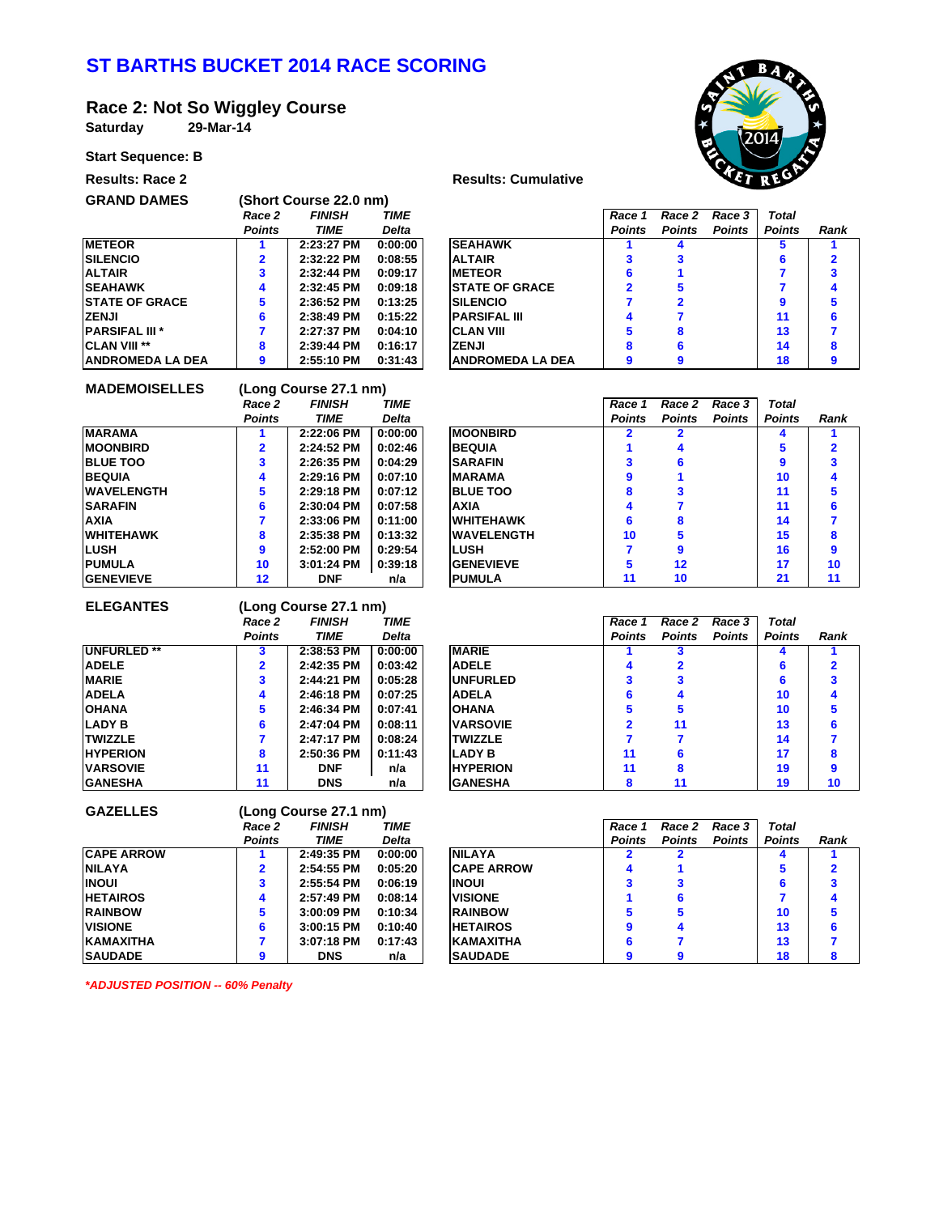# ST BARTHS BUCKET 2014 RACE SCORING

## Race 2: Not So Wiggley Course

**Saturday** **29-Mar-14**

**Start Sequence: B**

### GRAND DAMES

**Results: Race 2** (Short Course 22.0 nm)

| | Race 2 Points | FINISH TIME | TIME Delta |
|---|---|---|---|
| METEOR | 1 | 2:23:27 PM | 0:00:00 |
| SILENCIO | 2 | 2:32:22 PM | 0:08:55 |
| ALTAIR | 3 | 2:32:44 PM | 0:09:17 |
| SEAHAWK | 4 | 2:32:45 PM | 0:09:18 |
| STATE OF GRACE | 5 | 2:36:52 PM | 0:13:25 |
| ZENJI | 6 | 2:38:49 PM | 0:15:22 |
| PARSIFAL III * | 7 | 2:27:37 PM | 0:04:10 |
| CLAN VIII ** | 8 | 2:39:44 PM | 0:16:17 |
| ANDROMEDA LA DEA | 9 | 2:55:10 PM | 0:31:43 |

**Results: Cumulative**

| | Race 1 Points | Race 2 Points | Race 3 Points | Total Points | Rank |
|---|---|---|---|---|---|
| SEAHAWK | 1 | 4 | | 5 | 1 |
| ALTAIR | 3 | 3 | | 6 | 2 |
| METEOR | 6 | 1 | | 7 | 3 |
| STATE OF GRACE | 2 | 5 | | 7 | 4 |
| SILENCIO | 7 | 2 | | 9 | 5 |
| PARSIFAL III | 4 | 7 | | 11 | 6 |
| CLAN VIII | 5 | 8 | | 13 | 7 |
| ZENJI | 8 | 6 | | 14 | 8 |
| ANDROMEDA LA DEA | 9 | 9 | | 18 | 9 |

### MADEMOISELLES

(Long Course 27.1 nm)

| | Race 2 Points | FINISH TIME | TIME Delta |
|---|---|---|---|
| MARAMA | 1 | 2:22:06 PM | 0:00:00 |
| MOONBIRD | 2 | 2:24:52 PM | 0:02:46 |
| BLUE TOO | 3 | 2:26:35 PM | 0:04:29 |
| BEQUIA | 4 | 2:29:16 PM | 0:07:10 |
| WAVELENGTH | 5 | 2:29:18 PM | 0:07:12 |
| SARAFIN | 6 | 2:30:04 PM | 0:07:58 |
| AXIA | 7 | 2:33:06 PM | 0:11:00 |
| WHITEHAWK | 8 | 2:35:38 PM | 0:13:32 |
| LUSH | 9 | 2:52:00 PM | 0:29:54 |
| PUMULA | 10 | 3:01:24 PM | 0:39:18 |
| GENEVIEVE | 12 | DNF | n/a |

| | Race 1 Points | Race 2 Points | Race 3 Points | Total Points | Rank |
|---|---|---|---|---|---|
| MOONBIRD | 2 | 2 | | 4 | 1 |
| BEQUIA | 1 | 4 | | 5 | 2 |
| SARAFIN | 3 | 6 | | 9 | 3 |
| MARAMA | 9 | 1 | | 10 | 4 |
| BLUE TOO | 8 | 3 | | 11 | 5 |
| AXIA | 4 | 7 | | 11 | 6 |
| WHITEHAWK | 6 | 8 | | 14 | 7 |
| WAVELENGTH | 10 | 5 | | 15 | 8 |
| LUSH | 7 | 9 | | 16 | 9 |
| GENEVIEVE | 5 | 12 | | 17 | 10 |
| PUMULA | 11 | 10 | | 21 | 11 |

### ELEGANTES

(Long Course 27.1 nm)

| | Race 2 Points | FINISH TIME | TIME Delta |
|---|---|---|---|
| UNFURLED ** | 3 | 2:38:53 PM | 0:00:00 |
| ADELE | 2 | 2:42:35 PM | 0:03:42 |
| MARIE | 3 | 2:44:21 PM | 0:05:28 |
| ADELA | 4 | 2:46:18 PM | 0:07:25 |
| OHANA | 5 | 2:46:34 PM | 0:07:41 |
| LADY B | 6 | 2:47:04 PM | 0:08:11 |
| TWIZZLE | 7 | 2:47:17 PM | 0:08:24 |
| HYPERION | 8 | 2:50:36 PM | 0:11:43 |
| VARSOVIE | 11 | DNF | n/a |
| GANESHA | 11 | DNS | n/a |

| | Race 1 Points | Race 2 Points | Race 3 Points | Total Points | Rank |
|---|---|---|---|---|---|
| MARIE | 1 | 3 | | 4 | 1 |
| ADELE | 4 | 2 | | 6 | 2 |
| UNFURLED | 3 | 3 | | 6 | 3 |
| ADELA | 6 | 4 | | 10 | 4 |
| OHANA | 5 | 5 | | 10 | 5 |
| VARSOVIE | 2 | 11 | | 13 | 6 |
| TWIZZLE | 7 | 7 | | 14 | 7 |
| LADY B | 11 | 6 | | 17 | 8 |
| HYPERION | 11 | 8 | | 19 | 9 |
| GANESHA | 8 | 11 | | 19 | 10 |

### GAZELLES

(Long Course 27.1 nm)

| | Race 2 Points | FINISH TIME | TIME Delta |
|---|---|---|---|
| CAPE ARROW | 1 | 2:49:35 PM | 0:00:00 |
| NILAYA | 2 | 2:54:55 PM | 0:05:20 |
| INOUI | 3 | 2:55:54 PM | 0:06:19 |
| HETAIROS | 4 | 2:57:49 PM | 0:08:14 |
| RAINBOW | 5 | 3:00:09 PM | 0:10:34 |
| VISIONE | 6 | 3:00:15 PM | 0:10:40 |
| KAMAXITHA | 7 | 3:07:18 PM | 0:17:43 |
| SAUDADE | 9 | DNS | n/a |

| | Race 1 Points | Race 2 Points | Race 3 Points | Total Points | Rank |
|---|---|---|---|---|---|
| NILAYA | 2 | 2 | | 4 | 1 |
| CAPE ARROW | 4 | 1 | | 5 | 2 |
| INOUI | 3 | 3 | | 6 | 3 |
| VISIONE | 1 | 6 | | 7 | 4 |
| RAINBOW | 5 | 5 | | 10 | 5 |
| HETAIROS | 9 | 4 | | 13 | 6 |
| KAMAXITHA | 6 | 7 | | 13 | 7 |
| SAUDADE | 9 | 9 | | 18 | 8 |

*\*ADJUSTED POSITION -- 60% Penalty*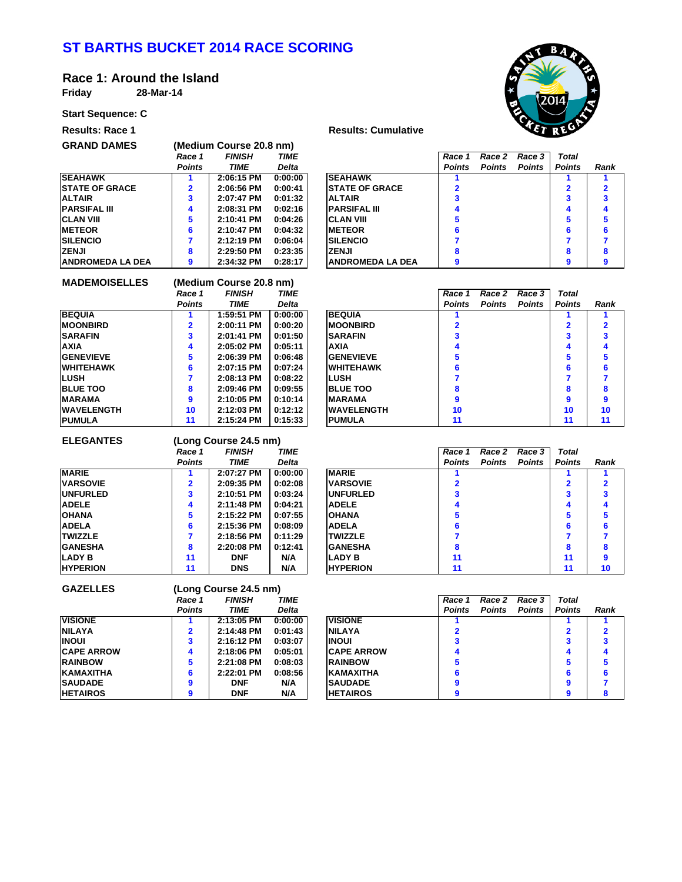# ST BARTHS BUCKET 2014 RACE SCORING

## Race 1: Around the Island

**Friday** 28-Mar-14

**Start Sequence: C**

**Results: Race 1** — **Results: Cumulative**

### GRAND DAMES

(Medium Course 20.8 nm)

| | Race 1 Points | FINISH TIME | TIME Delta |
|---|---|---|---|
| SEAHAWK | 1 | 2:06:15 PM | 0:00:00 |
| STATE OF GRACE | 2 | 2:06:56 PM | 0:00:41 |
| ALTAIR | 3 | 2:07:47 PM | 0:01:32 |
| PARSIFAL III | 4 | 2:08:31 PM | 0:02:16 |
| CLAN VIII | 5 | 2:10:41 PM | 0:04:26 |
| METEOR | 6 | 2:10:47 PM | 0:04:32 |
| SILENCIO | 7 | 2:12:19 PM | 0:06:04 |
| ZENJI | 8 | 2:29:50 PM | 0:23:35 |
| ANDROMEDA LA DEA | 9 | 2:34:32 PM | 0:28:17 |

| | Race 1 Points | Race 2 Points | Race 3 Points | Total Points | Rank |
|---|---|---|---|---|---|
| SEAHAWK | 1 | | | 1 | 1 |
| STATE OF GRACE | 2 | | | 2 | 2 |
| ALTAIR | 3 | | | 3 | 3 |
| PARSIFAL III | 4 | | | 4 | 4 |
| CLAN VIII | 5 | | | 5 | 5 |
| METEOR | 6 | | | 6 | 6 |
| SILENCIO | 7 | | | 7 | 7 |
| ZENJI | 8 | | | 8 | 8 |
| ANDROMEDA LA DEA | 9 | | | 9 | 9 |

### MADEMOISELLES

(Medium Course 20.8 nm)

| | Race 1 Points | FINISH TIME | TIME Delta |
|---|---|---|---|
| BEQUIA | 1 | 1:59:51 PM | 0:00:00 |
| MOONBIRD | 2 | 2:00:11 PM | 0:00:20 |
| SARAFIN | 3 | 2:01:41 PM | 0:01:50 |
| AXIA | 4 | 2:05:02 PM | 0:05:11 |
| GENEVIEVE | 5 | 2:06:39 PM | 0:06:48 |
| WHITEHAWK | 6 | 2:07:15 PM | 0:07:24 |
| LUSH | 7 | 2:08:13 PM | 0:08:22 |
| BLUE TOO | 8 | 2:09:46 PM | 0:09:55 |
| MARAMA | 9 | 2:10:05 PM | 0:10:14 |
| WAVELENGTH | 10 | 2:12:03 PM | 0:12:12 |
| PUMULA | 11 | 2:15:24 PM | 0:15:33 |

| | Race 1 Points | Race 2 Points | Race 3 Points | Total Points | Rank |
|---|---|---|---|---|---|
| BEQUIA | 1 | | | 1 | 1 |
| MOONBIRD | 2 | | | 2 | 2 |
| SARAFIN | 3 | | | 3 | 3 |
| AXIA | 4 | | | 4 | 4 |
| GENEVIEVE | 5 | | | 5 | 5 |
| WHITEHAWK | 6 | | | 6 | 6 |
| LUSH | 7 | | | 7 | 7 |
| BLUE TOO | 8 | | | 8 | 8 |
| MARAMA | 9 | | | 9 | 9 |
| WAVELENGTH | 10 | | | 10 | 10 |
| PUMULA | 11 | | | 11 | 11 |

### ELEGANTES

(Long Course 24.5 nm)

| | Race 1 Points | FINISH TIME | TIME Delta |
|---|---|---|---|
| MARIE | 1 | 2:07:27 PM | 0:00:00 |
| VARSOVIE | 2 | 2:09:35 PM | 0:02:08 |
| UNFURLED | 3 | 2:10:51 PM | 0:03:24 |
| ADELE | 4 | 2:11:48 PM | 0:04:21 |
| OHANA | 5 | 2:15:22 PM | 0:07:55 |
| ADELA | 6 | 2:15:36 PM | 0:08:09 |
| TWIZZLE | 7 | 2:18:56 PM | 0:11:29 |
| GANESHA | 8 | 2:20:08 PM | 0:12:41 |
| LADY B | 11 | DNF | N/A |
| HYPERION | 11 | DNS | N/A |

| | Race 1 Points | Race 2 Points | Race 3 Points | Total Points | Rank |
|---|---|---|---|---|---|
| MARIE | 1 | | | 1 | 1 |
| VARSOVIE | 2 | | | 2 | 2 |
| UNFURLED | 3 | | | 3 | 3 |
| ADELE | 4 | | | 4 | 4 |
| OHANA | 5 | | | 5 | 5 |
| ADELA | 6 | | | 6 | 6 |
| TWIZZLE | 7 | | | 7 | 7 |
| GANESHA | 8 | | | 8 | 8 |
| LADY B | 11 | | | 11 | 9 |
| HYPERION | 11 | | | 11 | 10 |

### GAZELLES

(Long Course 24.5 nm)

| | Race 1 Points | FINISH TIME | TIME Delta |
|---|---|---|---|
| VISIONE | 1 | 2:13:05 PM | 0:00:00 |
| NILAYA | 2 | 2:14:48 PM | 0:01:43 |
| INOUI | 3 | 2:16:12 PM | 0:03:07 |
| CAPE ARROW | 4 | 2:18:06 PM | 0:05:01 |
| RAINBOW | 5 | 2:21:08 PM | 0:08:03 |
| KAMAXITHA | 6 | 2:22:01 PM | 0:08:56 |
| SAUDADE | 9 | DNF | N/A |
| HETAIROS | 9 | DNF | N/A |

| | Race 1 Points | Race 2 Points | Race 3 Points | Total Points | Rank |
|---|---|---|---|---|---|
| VISIONE | 1 | | | 1 | 1 |
| NILAYA | 2 | | | 2 | 2 |
| INOUI | 3 | | | 3 | 3 |
| CAPE ARROW | 4 | | | 4 | 4 |
| RAINBOW | 5 | | | 5 | 5 |
| KAMAXITHA | 6 | | | 6 | 6 |
| SAUDADE | 9 | | | 9 | 7 |
| HETAIROS | 9 | | | 9 | 8 |